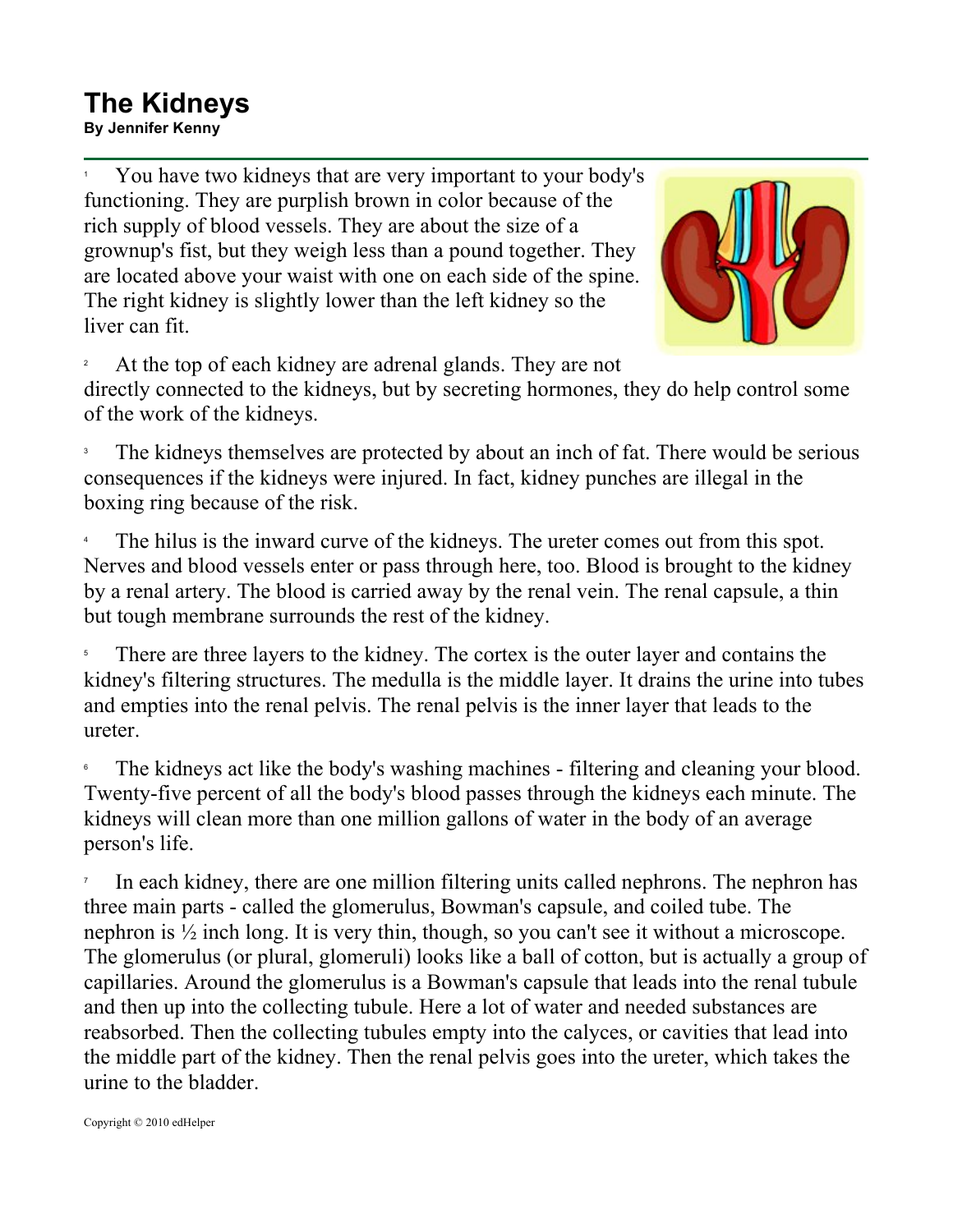# The Kidneys

**By Jennifer Kenny**

1 You have two kidneys that are very important to your body's functioning. They are purplish brown in color because of the rich supply of blood vessels. They are about the size of a grownup's fist, but they weigh less than a pound together. They are located above your waist with one on each side of the spine. The right kidney is slightly lower than the left kidney so the liver can fit.

2 At the top of each kidney are adrenal glands. They are not directly connected to the kidneys, but by secreting hormones, they do help control some of the work of the kidneys.

3 The kidneys themselves are protected by about an inch of fat. There would be serious consequences if the kidneys were injured. In fact, kidney punches are illegal in the boxing ring because of the risk.

4 The hilus is the inward curve of the kidneys. The ureter comes out from this spot. Nerves and blood vessels enter or pass through here, too. Blood is brought to the kidney by a renal artery. The blood is carried away by the renal vein. The renal capsule, a thin but tough membrane surrounds the rest of the kidney.

5 There are three layers to the kidney. The cortex is the outer layer and contains the kidney's filtering structures. The medulla is the middle layer. It drains the urine into tubes and empties into the renal pelvis. The renal pelvis is the inner layer that leads to the ureter.

6 The kidneys act like the body's washing machines - filtering and cleaning your blood. Twenty-five percent of all the body's blood passes through the kidneys each minute. The kidneys will clean more than one million gallons of water in the body of an average person's life.

7 In each kidney, there are one million filtering units called nephrons. The nephron has three main parts - called the glomerulus, Bowman's capsule, and coiled tube. The nephron is ½ inch long. It is very thin, though, so you can't see it without a microscope. The glomerulus (or plural, glomeruli) looks like a ball of cotton, but is actually a group of capillaries. Around the glomerulus is a Bowman's capsule that leads into the renal tubule and then up into the collecting tubule. Here a lot of water and needed substances are reabsorbed. Then the collecting tubules empty into the calyces, or cavities that lead into the middle part of the kidney. Then the renal pelvis goes into the ureter, which takes the urine to the bladder.

Copyright © 2010 edHelper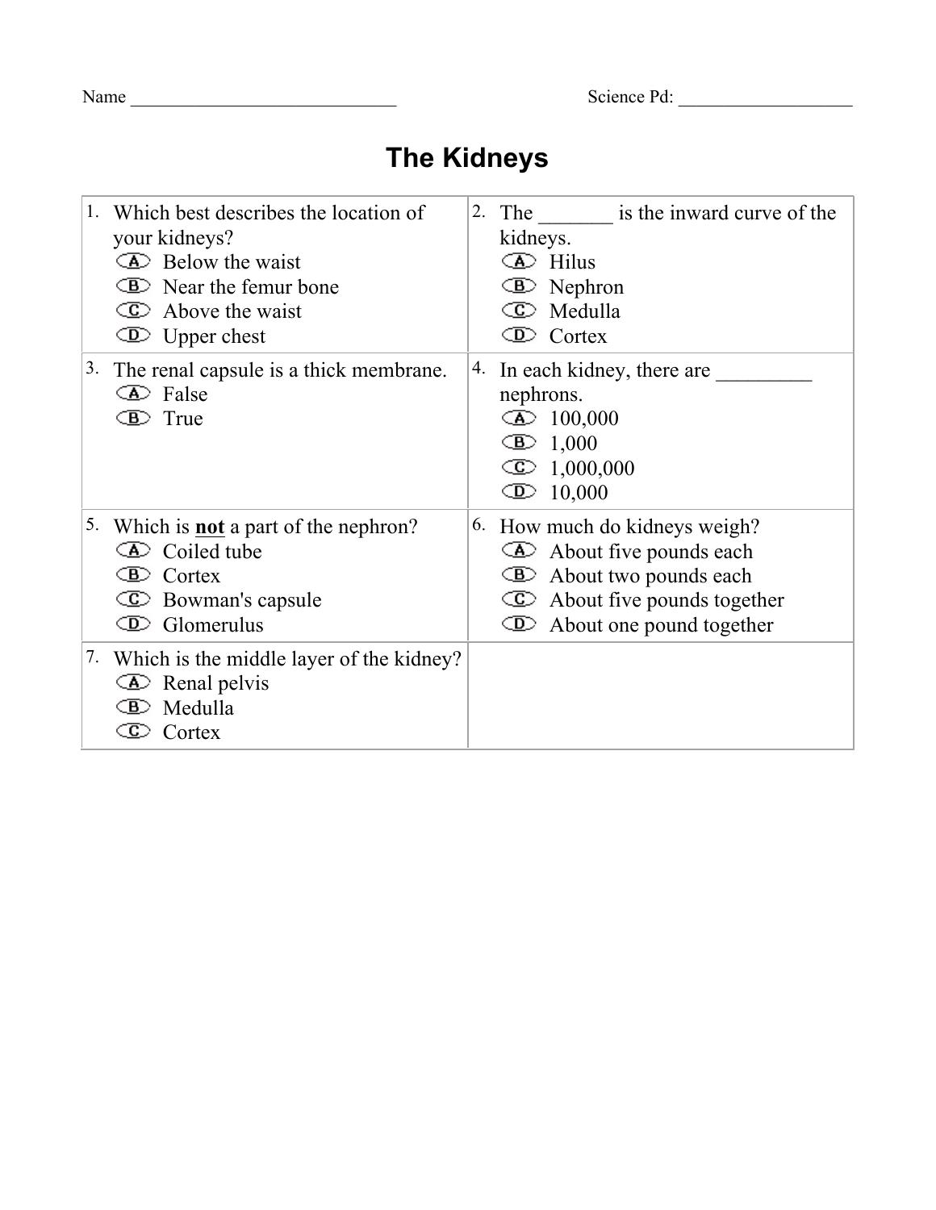Name ______________________________ Science Pd: ___________________

# The Kidneys

1. Which best describes the location of your kidneys?
   - (A) Below the waist
   - (B) Near the femur bone
   - (C) Above the waist
   - (D) Upper chest

2. The _______ is the inward curve of the kidneys.
   - (A) Hilus
   - (B) Nephron
   - (C) Medulla
   - (D) Cortex

3. The renal capsule is a thick membrane.
   - (A) False
   - (B) True

4. In each kidney, there are _________ nephrons.
   - (A) 100,000
   - (B) 1,000
   - (C) 1,000,000
   - (D) 10,000

5. Which is **not** a part of the nephron?
   - (A) Coiled tube
   - (B) Cortex
   - (C) Bowman's capsule
   - (D) Glomerulus

6. How much do kidneys weigh?
   - (A) About five pounds each
   - (B) About two pounds each
   - (C) About five pounds together
   - (D) About one pound together

7. Which is the middle layer of the kidney?
   - (A) Renal pelvis
   - (B) Medulla
   - (C) Cortex